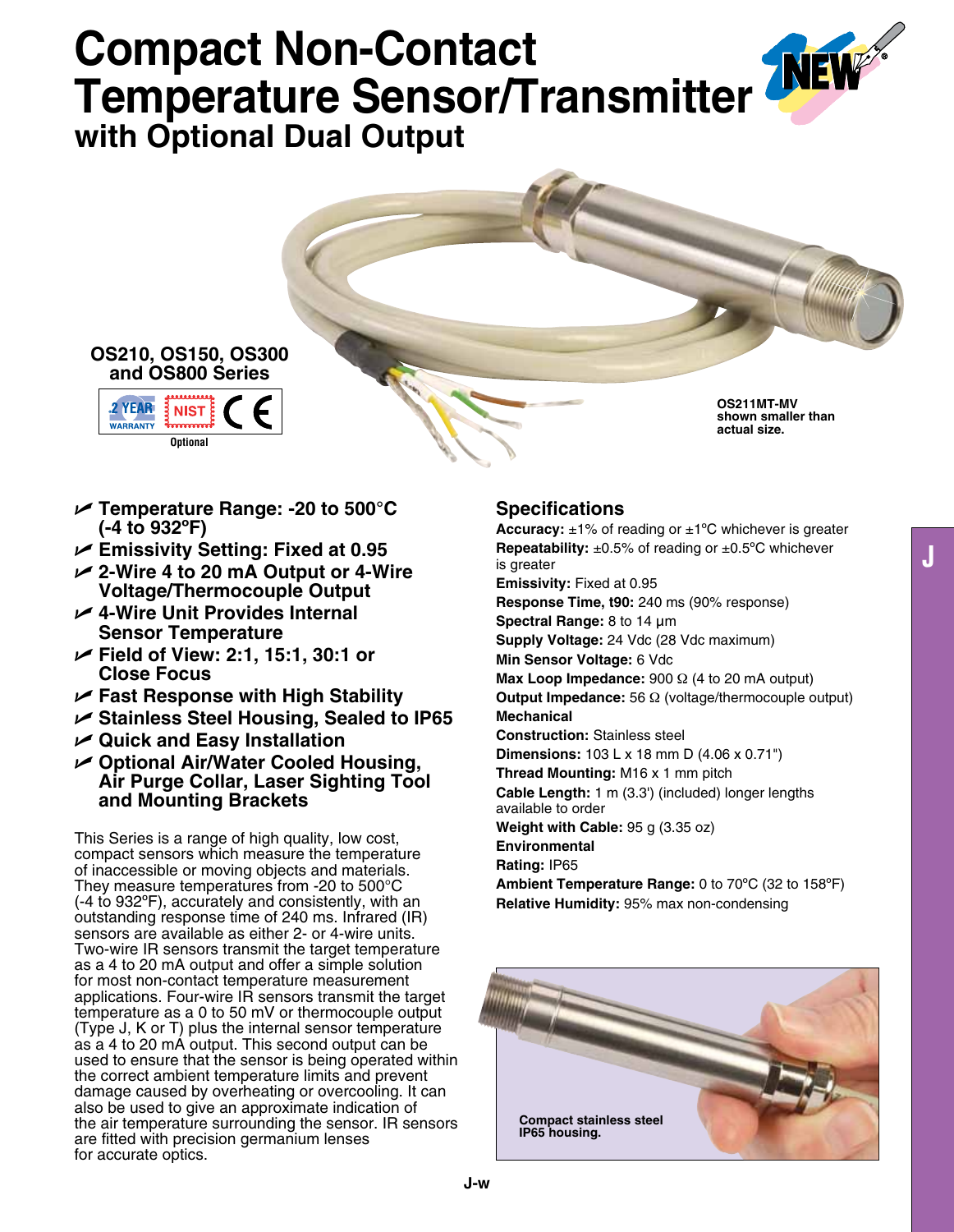# Compact Non-Contact Temperature Sensor/Transmitter

## with Optional Dual Output

**OS210, OS150, OS300 and OS800 Series**

Optional

OS211MT-MV shown smaller than actual size.

- **Temperature Range: -20 to 500°C (-4 to 932°F)**
- **Emissivity Setting: Fixed at 0.95**
- **2-Wire 4 to 20 mA Output or 4-Wire Voltage/Thermocouple Output**
- **4-Wire Unit Provides Internal Sensor Temperature**
- **Field of View: 2:1, 15:1, 30:1 or Close Focus**
- **Fast Response with High Stability**
- **Stainless Steel Housing, Sealed to IP65**
- **Quick and Easy Installation**
- **Optional Air/Water Cooled Housing, Air Purge Collar, Laser Sighting Tool and Mounting Brackets**

This Series is a range of high quality, low cost, compact sensors which measure the temperature of inaccessible or moving objects and materials. They measure temperatures from -20 to 500°C (-4 to 932°F), accurately and consistently, with an outstanding response time of 240 ms. Infrared (IR) sensors are available as either 2- or 4-wire units. Two-wire IR sensors transmit the target temperature as a 4 to 20 mA output and offer a simple solution for most non-contact temperature measurement applications. Four-wire IR sensors transmit the target temperature as a 0 to 50 mV or thermocouple output (Type J, K or T) plus the internal sensor temperature as a 4 to 20 mA output. This second output can be used to ensure that the sensor is being operated within the correct ambient temperature limits and prevent damage caused by overheating or overcooling. It can also be used to give an approximate indication of the air temperature surrounding the sensor. IR sensors are fitted with precision germanium lenses for accurate optics.

## Specifications

**Accuracy:** ±1% of reading or ±1°C whichever is greater
**Repeatability:** ±0.5% of reading or ±0.5°C whichever is greater
**Emissivity:** Fixed at 0.95
**Response Time, t90:** 240 ms (90% response)
**Spectral Range:** 8 to 14 µm
**Supply Voltage:** 24 Vdc (28 Vdc maximum)
**Min Sensor Voltage:** 6 Vdc
**Max Loop Impedance:** 900 Ω (4 to 20 mA output)
**Output Impedance:** 56 Ω (voltage/thermocouple output)

**Mechanical**
**Construction:** Stainless steel
**Dimensions:** 103 L x 18 mm D (4.06 x 0.71")
**Thread Mounting:** M16 x 1 mm pitch
**Cable Length:** 1 m (3.3') (included) longer lengths available to order
**Weight with Cable:** 95 g (3.35 oz)

**Environmental**
**Rating:** IP65
**Ambient Temperature Range:** 0 to 70°C (32 to 158°F)
**Relative Humidity:** 95% max non-condensing

Compact stainless steel IP65 housing.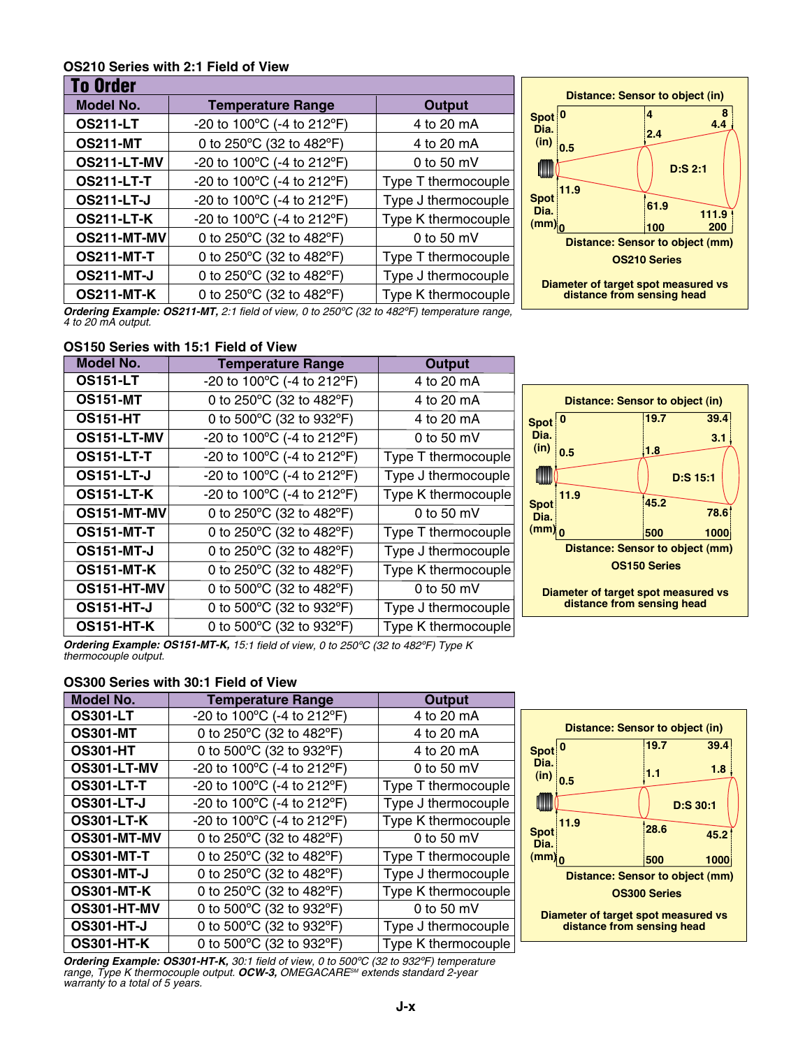### OS210 Series with 2:1 Field of View

**To Order**

| Model No. | Temperature Range | Output |
|---|---|---|
| OS211-LT | -20 to 100°C (-4 to 212°F) | 4 to 20 mA |
| OS211-MT | 0 to 250°C (32 to 482°F) | 4 to 20 mA |
| OS211-LT-MV | -20 to 100°C (-4 to 212°F) | 0 to 50 mV |
| OS211-LT-T | -20 to 100°C (-4 to 212°F) | Type T thermocouple |
| OS211-LT-J | -20 to 100°C (-4 to 212°F) | Type J thermocouple |
| OS211-LT-K | -20 to 100°C (-4 to 212°F) | Type K thermocouple |
| OS211-MT-MV | 0 to 250°C (32 to 482°F) | 0 to 50 mV |
| OS211-MT-T | 0 to 250°C (32 to 482°F) | Type T thermocouple |
| OS211-MT-J | 0 to 250°C (32 to 482°F) | Type J thermocouple |
| OS211-MT-K | 0 to 250°C (32 to 482°F) | Type K thermocouple |

***Ordering Example: OS211-MT,*** *2:1 field of view, 0 to 250°C (32 to 482°F) temperature range, 4 to 20 mA output.*

Distance: Sensor to object (in)
Spot Dia. (in)
0 4 8
0.5 2.4 4.4
D:S 2:1
Spot Dia. (mm)
11.9 61.9 111.9
0 100 200
Distance: Sensor to object (mm)
OS210 Series
Diameter of target spot measured vs distance from sensing head

### OS150 Series with 15:1 Field of View

| Model No. | Temperature Range | Output |
|---|---|---|
| OS151-LT | -20 to 100°C (-4 to 212°F) | 4 to 20 mA |
| OS151-MT | 0 to 250°C (32 to 482°F) | 4 to 20 mA |
| OS151-HT | 0 to 500°C (32 to 932°F) | 4 to 20 mA |
| OS151-LT-MV | -20 to 100°C (-4 to 212°F) | 0 to 50 mV |
| OS151-LT-T | -20 to 100°C (-4 to 212°F) | Type T thermocouple |
| OS151-LT-J | -20 to 100°C (-4 to 212°F) | Type J thermocouple |
| OS151-LT-K | -20 to 100°C (-4 to 212°F) | Type K thermocouple |
| OS151-MT-MV | 0 to 250°C (32 to 482°F) | 0 to 50 mV |
| OS151-MT-T | 0 to 250°C (32 to 482°F) | Type T thermocouple |
| OS151-MT-J | 0 to 250°C (32 to 482°F) | Type J thermocouple |
| OS151-MT-K | 0 to 250°C (32 to 482°F) | Type K thermocouple |
| OS151-HT-MV | 0 to 500°C (32 to 482°F) | 0 to 50 mV |
| OS151-HT-J | 0 to 500°C (32 to 932°F) | Type J thermocouple |
| OS151-HT-K | 0 to 500°C (32 to 932°F) | Type K thermocouple |

***Ordering Example: OS151-MT-K,*** *15:1 field of view, 0 to 250°C (32 to 482°F) Type K thermocouple output.*

Distance: Sensor to object (in)
Spot Dia. (in)
0 19.7 39.4
0.5 1.8 3.1
D:S 15:1
Spot Dia. (mm)
11.9 45.2 78.6
0 500 1000
Distance: Sensor to object (mm)
OS150 Series
Diameter of target spot measured vs distance from sensing head

### OS300 Series with 30:1 Field of View

| Model No. | Temperature Range | Output |
|---|---|---|
| OS301-LT | -20 to 100°C (-4 to 212°F) | 4 to 20 mA |
| OS301-MT | 0 to 250°C (32 to 482°F) | 4 to 20 mA |
| OS301-HT | 0 to 500°C (32 to 932°F) | 4 to 20 mA |
| OS301-LT-MV | -20 to 100°C (-4 to 212°F) | 0 to 50 mV |
| OS301-LT-T | -20 to 100°C (-4 to 212°F) | Type T thermocouple |
| OS301-LT-J | -20 to 100°C (-4 to 212°F) | Type J thermocouple |
| OS301-LT-K | -20 to 100°C (-4 to 212°F) | Type K thermocouple |
| OS301-MT-MV | 0 to 250°C (32 to 482°F) | 0 to 50 mV |
| OS301-MT-T | 0 to 250°C (32 to 482°F) | Type T thermocouple |
| OS301-MT-J | 0 to 250°C (32 to 482°F) | Type J thermocouple |
| OS301-MT-K | 0 to 250°C (32 to 482°F) | Type K thermocouple |
| OS301-HT-MV | 0 to 500°C (32 to 932°F) | 0 to 50 mV |
| OS301-HT-J | 0 to 500°C (32 to 932°F) | Type J thermocouple |
| OS301-HT-K | 0 to 500°C (32 to 932°F) | Type K thermocouple |

***Ordering Example: OS301-HT-K,*** *30:1 field of view, 0 to 500°C (32 to 932°F) temperature range, Type K thermocouple output.* ***OCW-3,*** *OMEGACARE[SM] extends standard 2-year warranty to a total of 5 years.*

Distance: Sensor to object (in)
Spot Dia. (in)
0 19.7 39.4
0.5 1.1 1.8
D:S 30:1
Spot Dia. (mm)
11.9 28.6 45.2
0 500 1000
Distance: Sensor to object (mm)
OS300 Series
Diameter of target spot measured vs distance from sensing head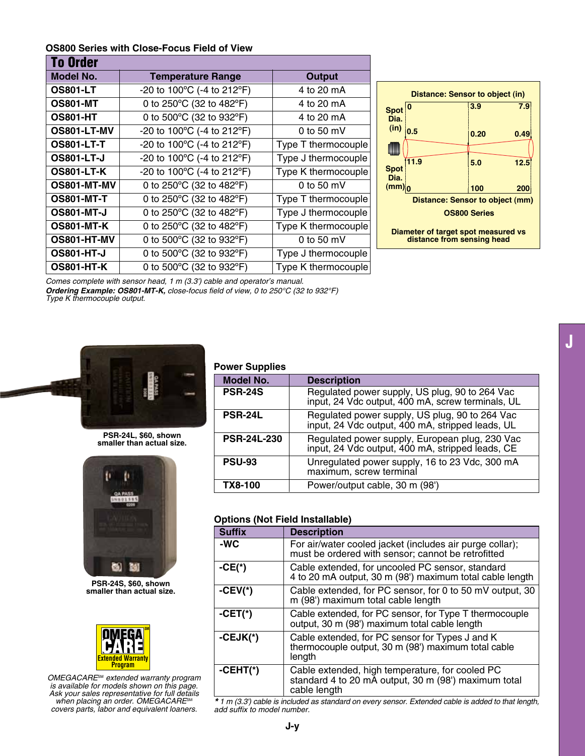### OS800 Series with Close-Focus Field of View

| To Order | | |
|---|---|---|
| **Model No.** | **Temperature Range** | **Output** |
| **OS801-LT** | -20 to 100°C (-4 to 212°F) | 4 to 20 mA |
| **OS801-MT** | 0 to 250°C (32 to 482°F) | 4 to 20 mA |
| **OS801-HT** | 0 to 500°C (32 to 932°F) | 4 to 20 mA |
| **OS801-LT-MV** | -20 to 100°C (-4 to 212°F) | 0 to 50 mV |
| **OS801-LT-T** | -20 to 100°C (-4 to 212°F) | Type T thermocouple |
| **OS801-LT-J** | -20 to 100°C (-4 to 212°F) | Type J thermocouple |
| **OS801-LT-K** | -20 to 100°C (-4 to 212°F) | Type K thermocouple |
| **OS801-MT-MV** | 0 to 250°C (32 to 482°F) | 0 to 50 mV |
| **OS801-MT-T** | 0 to 250°C (32 to 482°F) | Type T thermocouple |
| **OS801-MT-J** | 0 to 250°C (32 to 482°F) | Type J thermocouple |
| **OS801-MT-K** | 0 to 250°C (32 to 482°F) | Type K thermocouple |
| **OS801-HT-MV** | 0 to 500°C (32 to 932°F) | 0 to 50 mV |
| **OS801-HT-J** | 0 to 500°C (32 to 932°F) | Type J thermocouple |
| **OS801-HT-K** | 0 to 500°C (32 to 932°F) | Type K thermocouple |

*Comes complete with sensor head, 1 m (3.3') cable and operator's manual.*
***Ordering Example: OS801-MT-K,** close-focus field of view, 0 to 250°C (32 to 932°F) Type K thermocouple output.*

Distance: Sensor to object (in)
Spot Dia. (in)
0
3.9
7.9
0.5
0.20
0.49
Spot Dia. (mm)
11.9
5.0
12.5
0
100
200
Distance: Sensor to object (mm)
OS800 Series
Diameter of target spot measured vs distance from sensing head

PSR-24L, $60, shown smaller than actual size.

PSR-24S, $60, shown smaller than actual size.

### Power Supplies

| Model No. | Description |
|---|---|
| **PSR-24S** | Regulated power supply, US plug, 90 to 264 Vac input, 24 Vdc output, 400 mA, screw terminals, UL |
| **PSR-24L** | Regulated power supply, US plug, 90 to 264 Vac input, 24 Vdc output, 400 mA, stripped leads, UL |
| **PSR-24L-230** | Regulated power supply, European plug, 230 Vac input, 24 Vdc output, 400 mA, stripped leads, CE |
| **PSU-93** | Unregulated power supply, 16 to 23 Vdc, 300 mA maximum, screw terminal |
| **TX8-100** | Power/output cable, 30 m (98') |

### Options (Not Field Installable)

| Suffix | Description |
|---|---|
| **-WC** | For air/water cooled jacket (includes air purge collar); must be ordered with sensor; cannot be retrofitted |
| **-CE(*)** | Cable extended, for uncooled PC sensor, standard 4 to 20 mA output, 30 m (98') maximum total cable length |
| **-CEV(*)** | Cable extended, for PC sensor, for 0 to 50 mV output, 30 m (98') maximum total cable length |
| **-CET(*)** | Cable extended, for PC sensor, for Type T thermocouple output, 30 m (98') maximum total cable length |
| **-CEJK(*)** | Cable extended, for PC sensor for Types J and K thermocouple output, 30 m (98') maximum total cable length |
| **-CEHT(*)** | Cable extended, high temperature, for cooled PC standard 4 to 20 mA output, 30 m (98') maximum total cable length |

***** *1 m (3.3') cable is included as standard on every sensor. Extended cable is added to that length, add suffix to model number.*

OMEGA CARE℠ Extended Warranty Program

*OMEGACARE℠ extended warranty program is available for models shown on this page. Ask your sales representative for full details when placing an order. OMEGACARE℠ covers parts, labor and equivalent loaners.*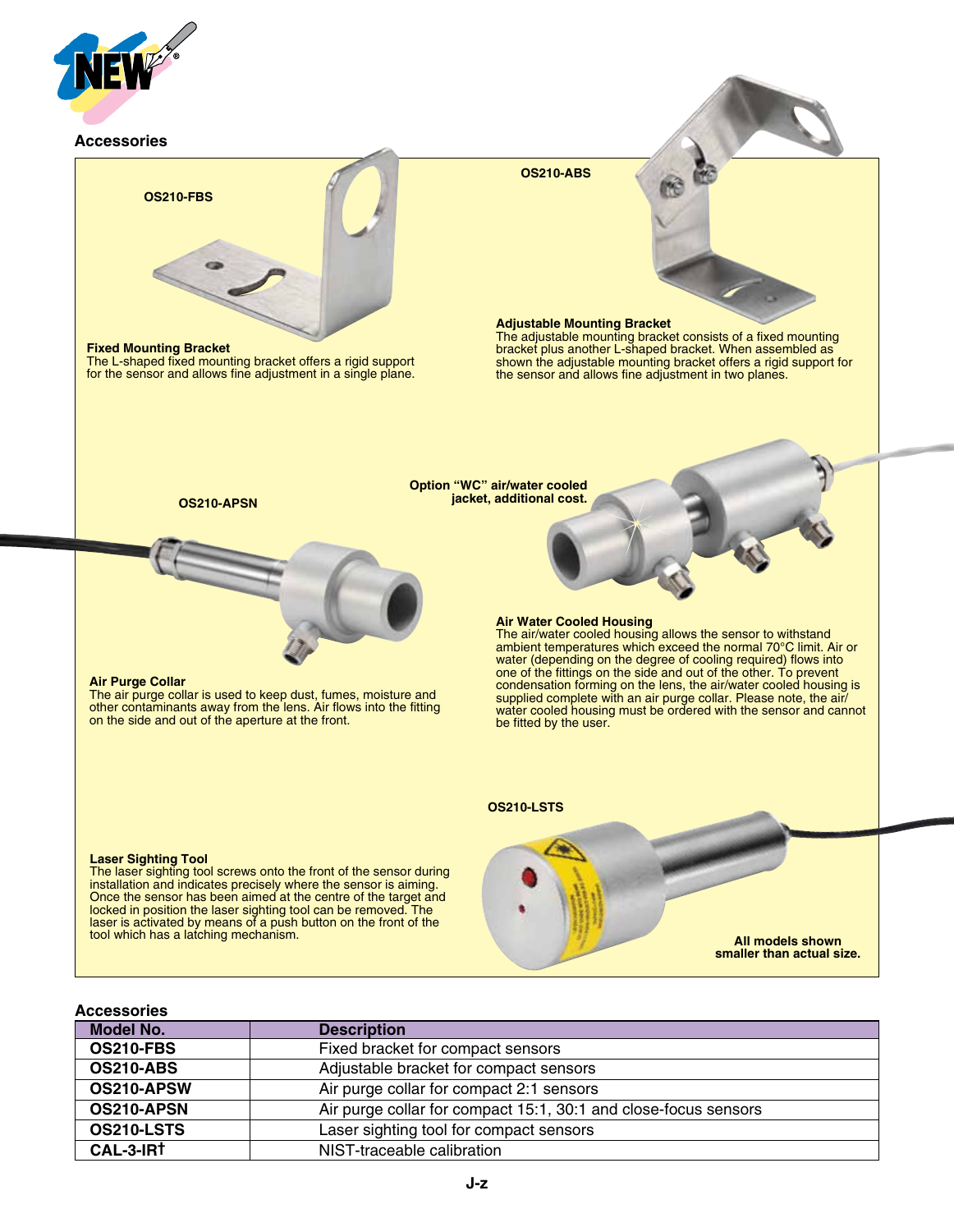## Accessories

**OS210-FBS**

**Fixed Mounting Bracket**
The L-shaped fixed mounting bracket offers a rigid support for the sensor and allows fine adjustment in a single plane.

**OS210-ABS**

**Adjustable Mounting Bracket**
The adjustable mounting bracket consists of a fixed mounting bracket plus another L-shaped bracket. When assembled as shown the adjustable mounting bracket offers a rigid support for the sensor and allows fine adjustment in two planes.

**OS210-APSN**

**Air Purge Collar**
The air purge collar is used to keep dust, fumes, moisture and other contaminants away from the lens. Air flows into the fitting on the side and out of the aperture at the front.

**Option "WC" air/water cooled jacket, additional cost.**

**Air Water Cooled Housing**
The air/water cooled housing allows the sensor to withstand ambient temperatures which exceed the normal 70°C limit. Air or water (depending on the degree of cooling required) flows into one of the fittings on the side and out of the other. To prevent condensation forming on the lens, the air/water cooled housing is supplied complete with an air purge collar. Please note, the air/water cooled housing must be ordered with the sensor and cannot be fitted by the user.

**OS210-LSTS**

**Laser Sighting Tool**
The laser sighting tool screws onto the front of the sensor during installation and indicates precisely where the sensor is aiming. Once the sensor has been aimed at the centre of the target and locked in position the laser sighting tool can be removed. The laser is activated by means of a push button on the front of the tool which has a latching mechanism.

**All models shown smaller than actual size.**

## Accessories

| Model No. | Description |
|---|---|
| **OS210-FBS** | Fixed bracket for compact sensors |
| **OS210-ABS** | Adjustable bracket for compact sensors |
| **OS210-APSW** | Air purge collar for compact 2:1 sensors |
| **OS210-APSN** | Air purge collar for compact 15:1, 30:1 and close-focus sensors |
| **OS210-LSTS** | Laser sighting tool for compact sensors |
| **CAL-3-IR†** | NIST-traceable calibration |